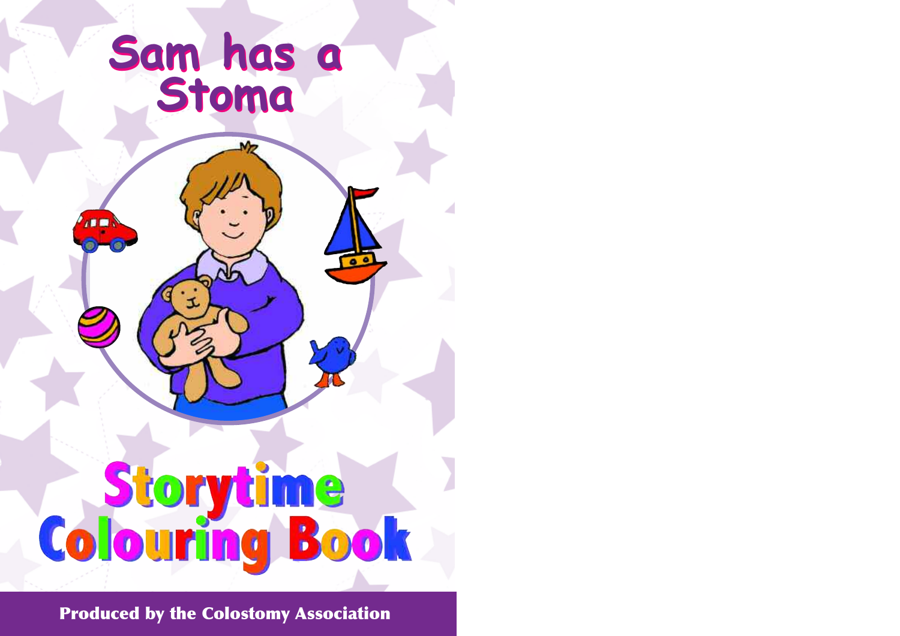# Sam has a Stoma

# Storytime Colouring Book

**Produced by the Colostomy Association**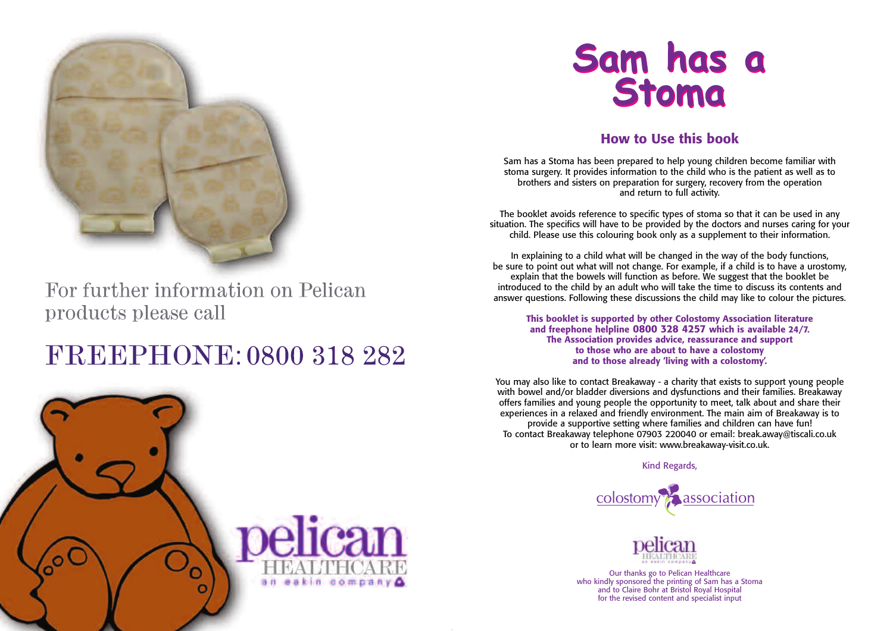For further information on Pelican products please call

FREEPHONE: 0800 318 282

pelican HEALTHCARE an eakin company

# Sam has a Stoma

## How to Use this book

Sam has a Stoma has been prepared to help young children become familiar with stoma surgery. It provides information to the child who is the patient as well as to brothers and sisters on preparation for surgery, recovery from the operation and return to full activity.

The booklet avoids reference to specific types of stoma so that it can be used in any situation. The specifics will have to be provided by the doctors and nurses caring for your child. Please use this colouring book only as a supplement to their information.

In explaining to a child what will be changed in the way of the body functions, be sure to point out what will not change. For example, if a child is to have a urostomy, explain that the bowels will function as before. We suggest that the booklet be introduced to the child by an adult who will take the time to discuss its contents and answer questions. Following these discussions the child may like to colour the pictures.

**This booklet is supported by other Colostomy Association literature and freephone helpline 0800 328 4257 which is available 24/7. The Association provides advice, reassurance and support to those who are about to have a colostomy and to those already 'living with a colostomy'.**

You may also like to contact Breakaway - a charity that exists to support young people with bowel and/or bladder diversions and dysfunctions and their families. Breakaway offers families and young people the opportunity to meet, talk about and share their experiences in a relaxed and friendly environment. The main aim of Breakaway is to provide a supportive setting where families and children can have fun! To contact Breakaway telephone 07903 220040 or email: break.away@tiscali.co.uk or to learn more visit: www.breakaway-visit.co.uk.

Kind Regards,

colostomy association

pelican HEALTHCARE an eakin company

Our thanks go to Pelican Healthcare who kindly sponsored the printing of Sam has a Stoma and to Claire Bohr at Bristol Royal Hospital for the revised content and specialist input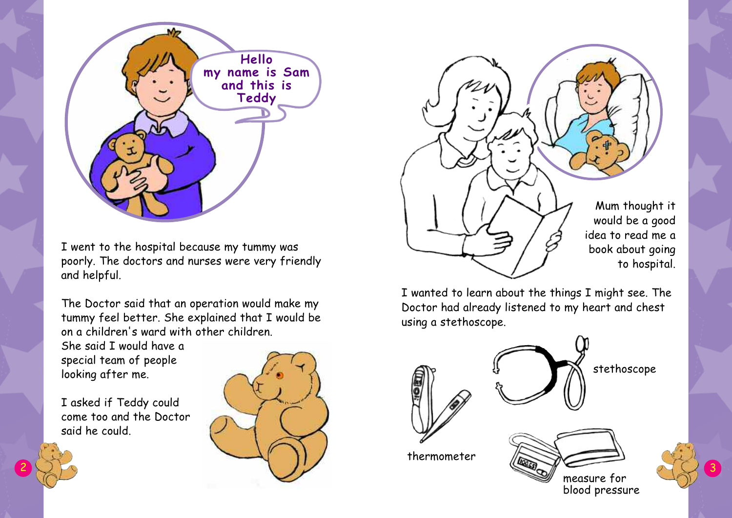Hello my name is Sam and this is Teddy

I went to the hospital because my tummy was poorly. The doctors and nurses were very friendly and helpful.

The Doctor said that an operation would make my tummy feel better. She explained that I would be on a children's ward with other children. She said I would have a special team of people looking after me.

I asked if Teddy could come too and the Doctor said he could.

Mum thought it would be a good idea to read me a book about going to hospital.

I wanted to learn about the things I might see. The Doctor had already listened to my heart and chest using a stethoscope.

stethoscope

thermometer

measure for blood pressure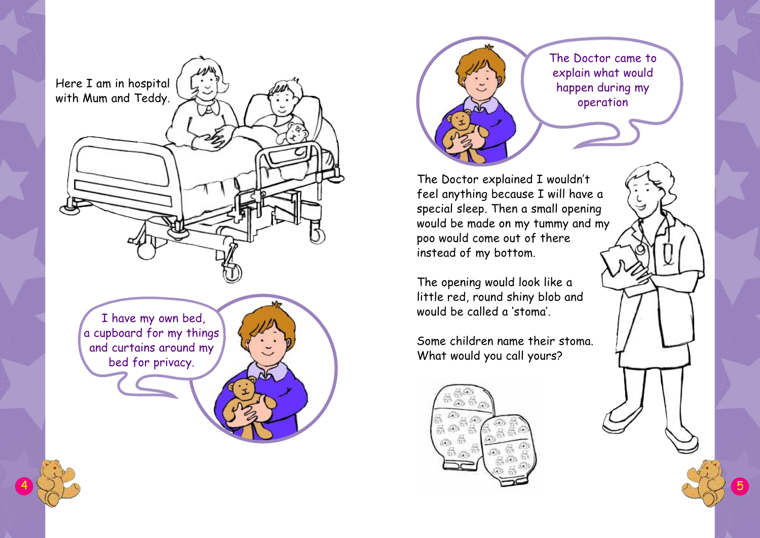Here I am in hospital with Mum and Teddy.

I have my own bed, a cupboard for my things and curtains around my bed for privacy.

The Doctor came to explain what would happen during my operation

The Doctor explained I wouldn't feel anything because I will have a special sleep. Then a small opening would be made on my tummy and my poo would come out of there instead of my bottom.

The opening would look like a little red, round shiny blob and would be called a 'stoma'.

Some children name their stoma. What would you call yours?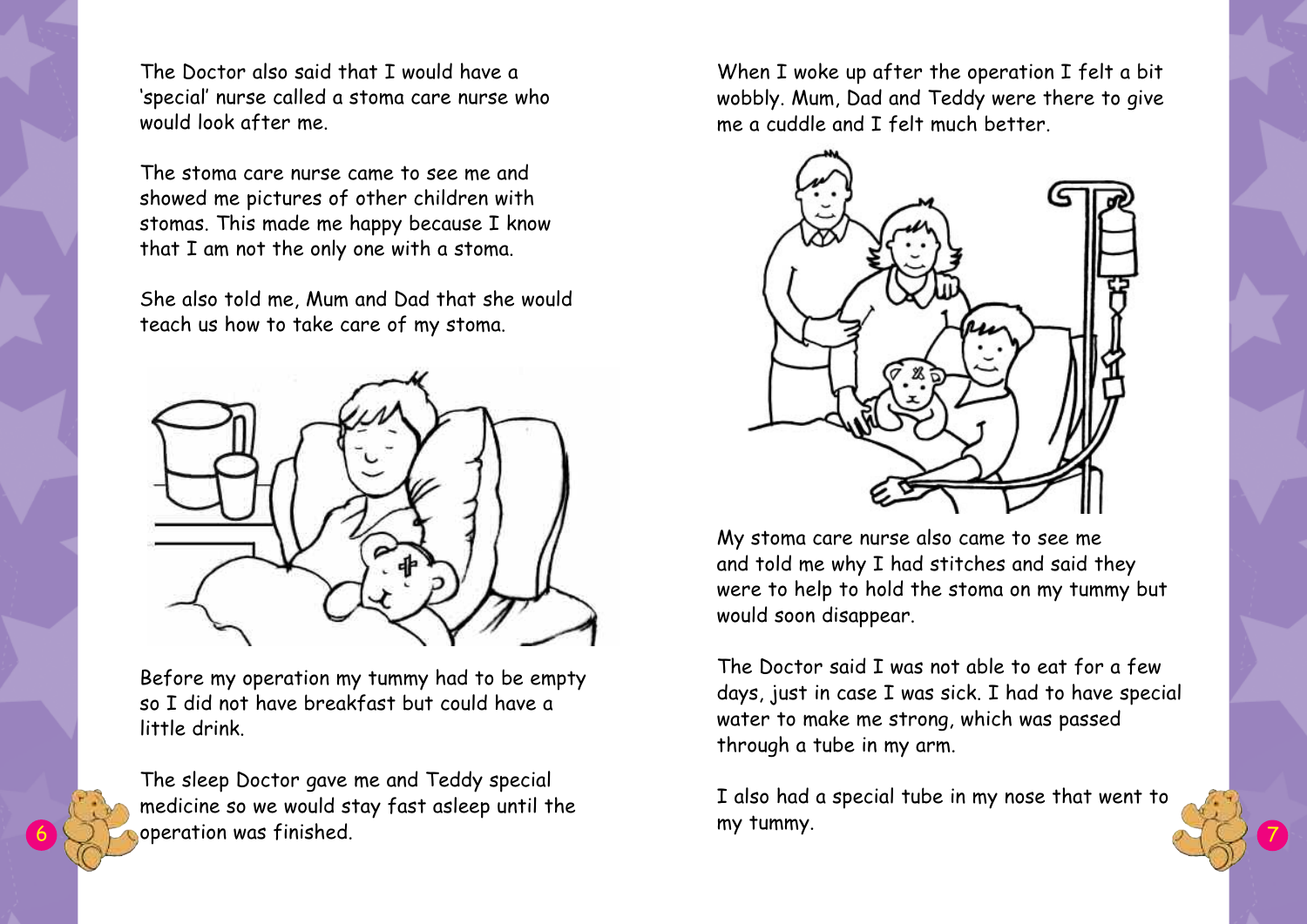The Doctor also said that I would have a 'special' nurse called a stoma care nurse who would look after me.

The stoma care nurse came to see me and showed me pictures of other children with stomas. This made me happy because I know that I am not the only one with a stoma.

She also told me, Mum and Dad that she would teach us how to take care of my stoma.

Before my operation my tummy had to be empty so I did not have breakfast but could have a little drink.

The sleep Doctor gave me and Teddy special medicine so we would stay fast asleep until the operation was finished.

When I woke up after the operation I felt a bit wobbly. Mum, Dad and Teddy were there to give me a cuddle and I felt much better.

My stoma care nurse also came to see me and told me why I had stitches and said they were to help to hold the stoma on my tummy but would soon disappear.

The Doctor said I was not able to eat for a few days, just in case I was sick. I had to have special water to make me strong, which was passed through a tube in my arm.

I also had a special tube in my nose that went to my tummy.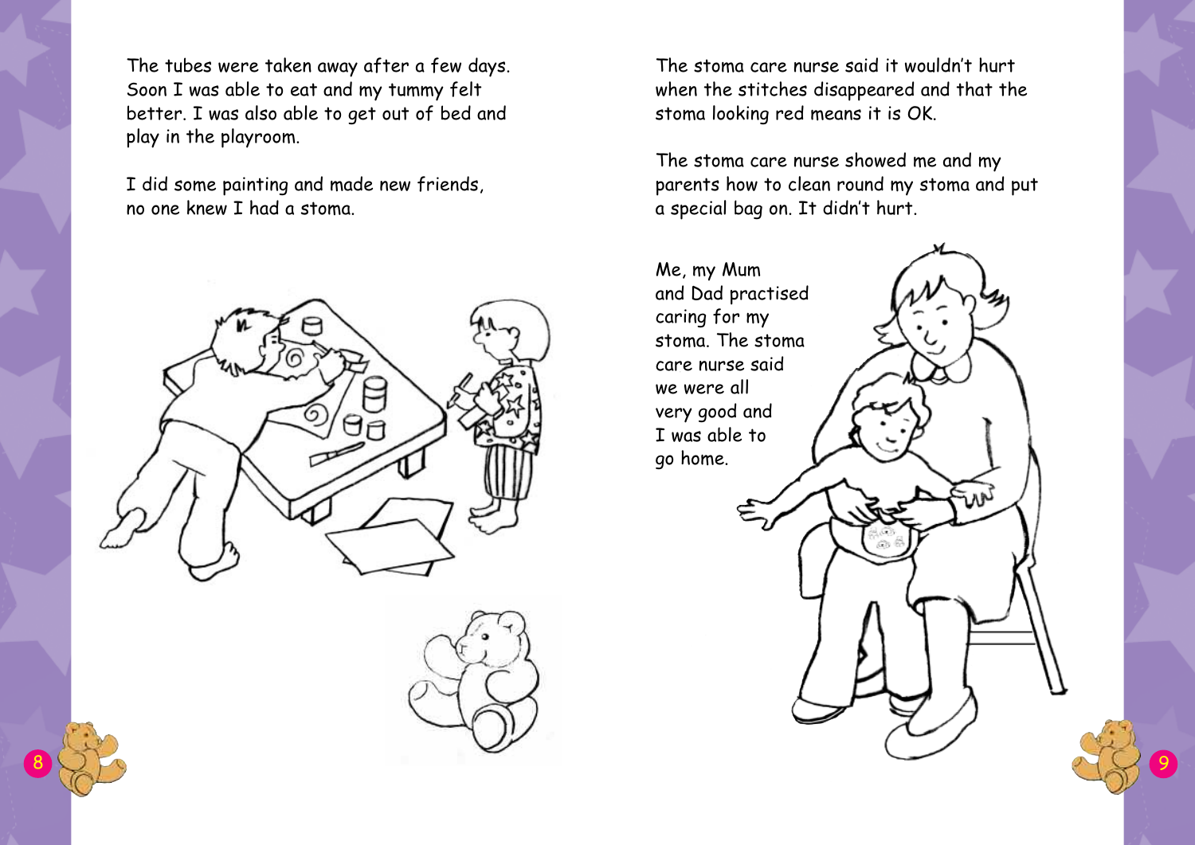The tubes were taken away after a few days. Soon I was able to eat and my tummy felt better. I was also able to get out of bed and play in the playroom.

I did some painting and made new friends, no one knew I had a stoma.

The stoma care nurse said it wouldn't hurt when the stitches disappeared and that the stoma looking red means it is OK.

The stoma care nurse showed me and my parents how to clean round my stoma and put a special bag on. It didn't hurt.

Me, my Mum and Dad practised caring for my stoma. The stoma care nurse said we were all very good and I was able to go home.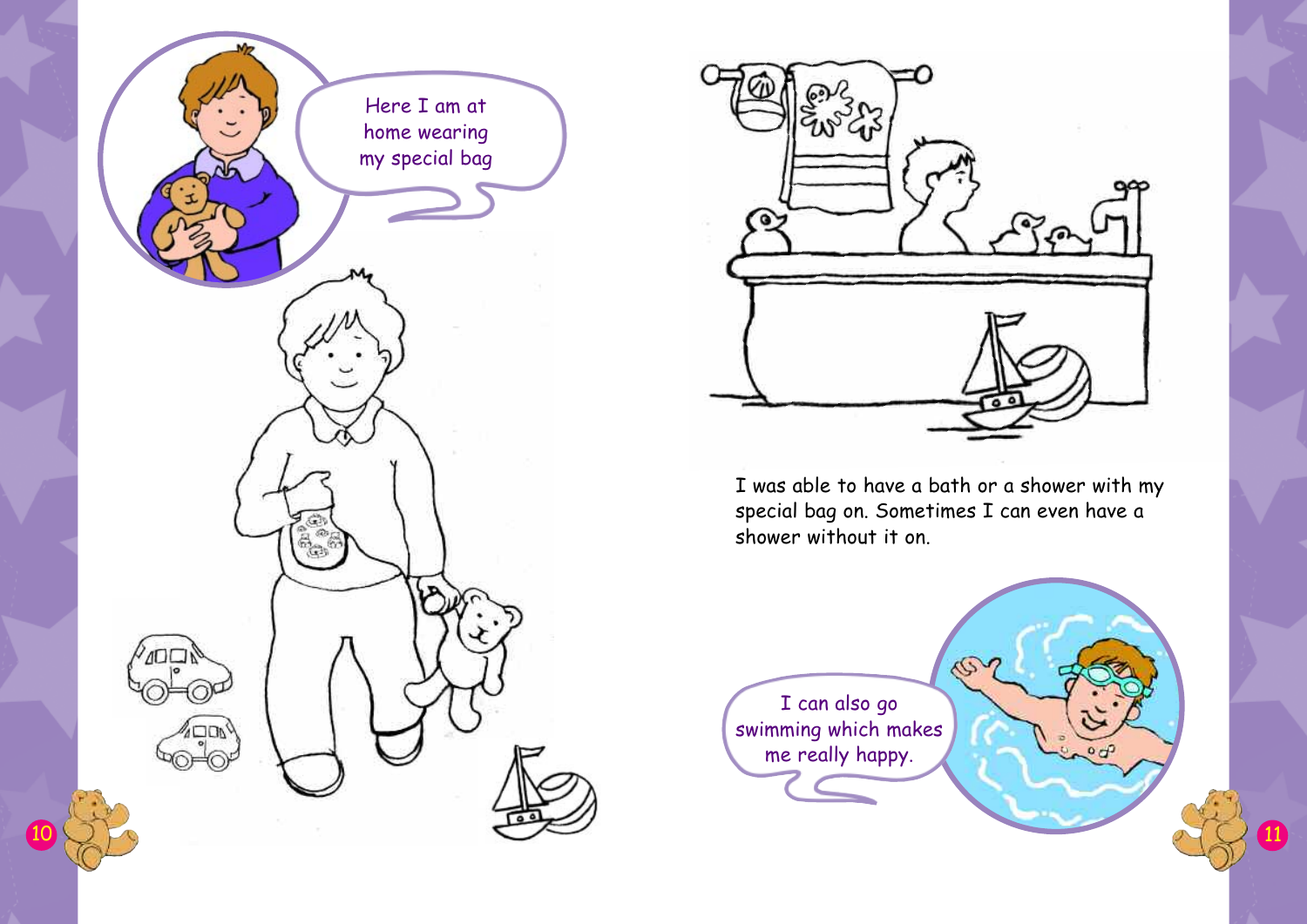Here I am at home wearing my special bag

I was able to have a bath or a shower with my special bag on. Sometimes I can even have a shower without it on.

I can also go swimming which makes me really happy.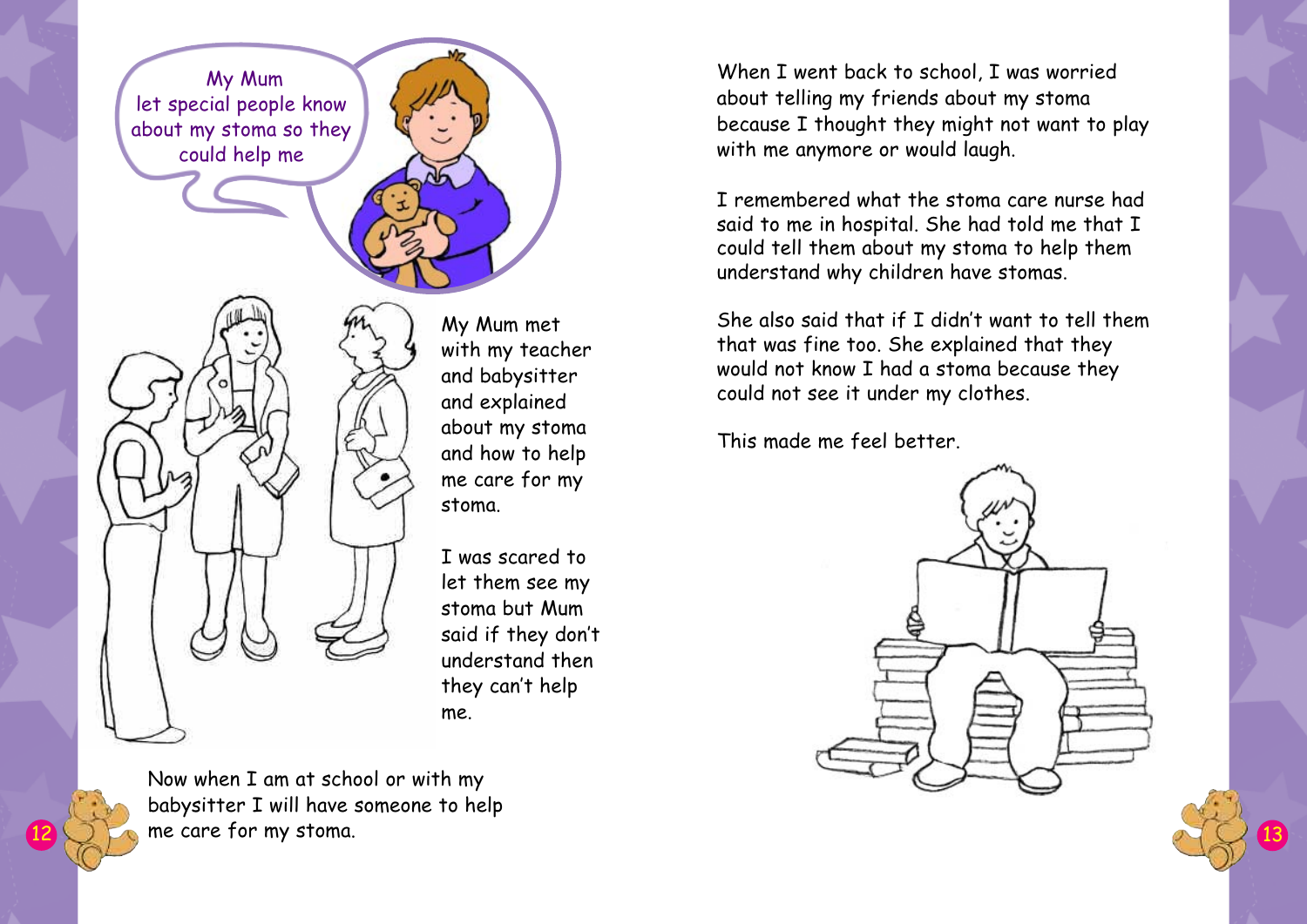My Mum let special people know about my stoma so they could help me

My Mum met with my teacher and babysitter and explained about my stoma and how to help me care for my stoma.

I was scared to let them see my stoma but Mum said if they don't understand then they can't help me.

Now when I am at school or with my babysitter I will have someone to help me care for my stoma.

When I went back to school, I was worried about telling my friends about my stoma because I thought they might not want to play with me anymore or would laugh.

I remembered what the stoma care nurse had said to me in hospital. She had told me that I could tell them about my stoma to help them understand why children have stomas.

She also said that if I didn't want to tell them that was fine too. She explained that they would not know I had a stoma because they could not see it under my clothes.

This made me feel better.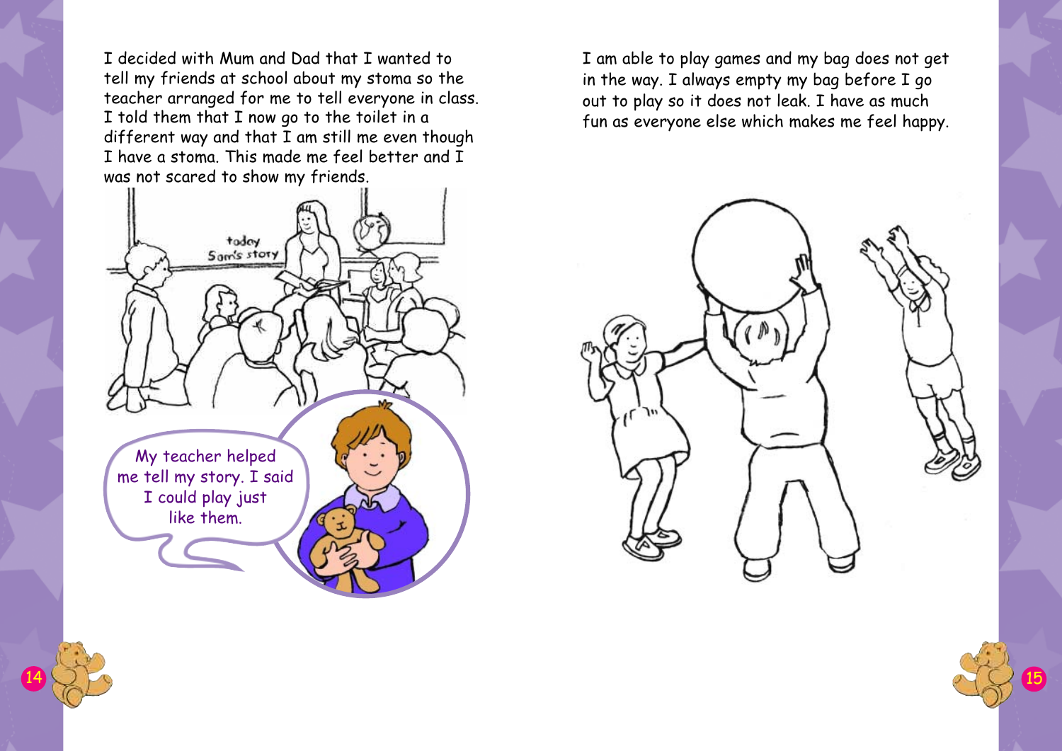I decided with Mum and Dad that I wanted to tell my friends at school about my stoma so the teacher arranged for me to tell everyone in class. I told them that I now go to the toilet in a different way and that I am still me even though I have a stoma. This made me feel better and I was not scared to show my friends.

My teacher helped me tell my story. I said I could play just like them.

I am able to play games and my bag does not get in the way. I always empty my bag before I go out to play so it does not leak. I have as much fun as everyone else which makes me feel happy.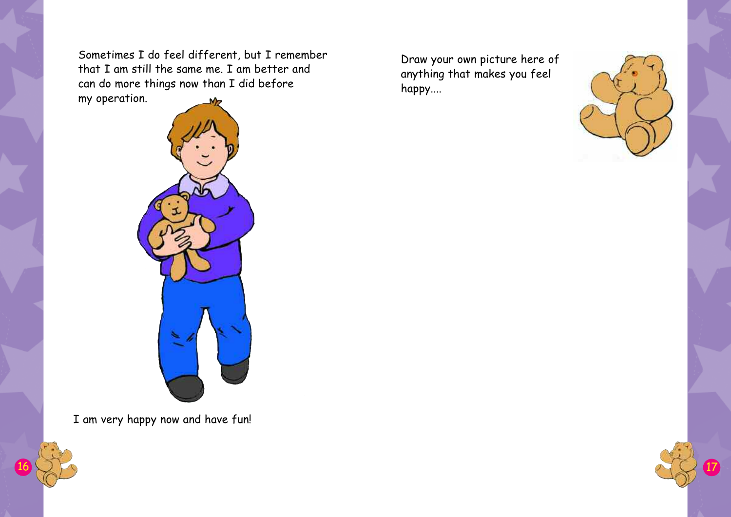Sometimes I do feel different, but I remember that I am still the same me. I am better and can do more things now than I did before my operation.

I am very happy now and have fun!

Draw your own picture here of anything that makes you feel happy....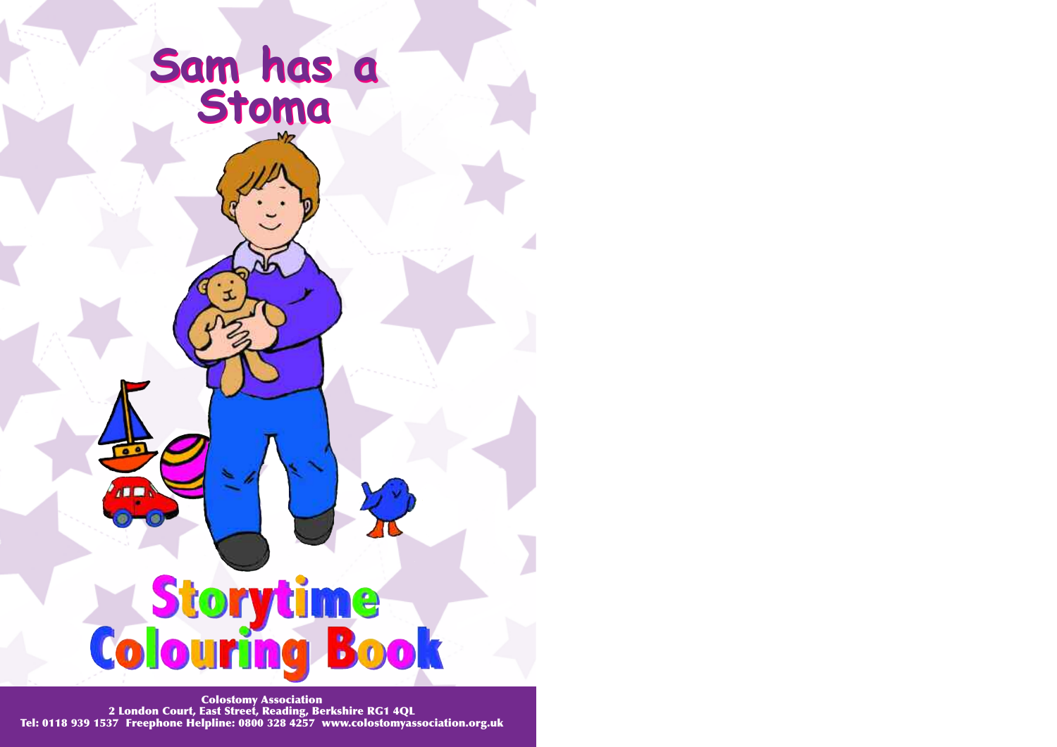# Sam has a Stoma

# Storytime Colouring Book

**Colostomy Association**
**2 London Court, East Street, Reading, Berkshire RG1 4QL**
**Tel: 0118 939 1537 Freephone Helpline: 0800 328 4257 www.colostomyassociation.org.uk**